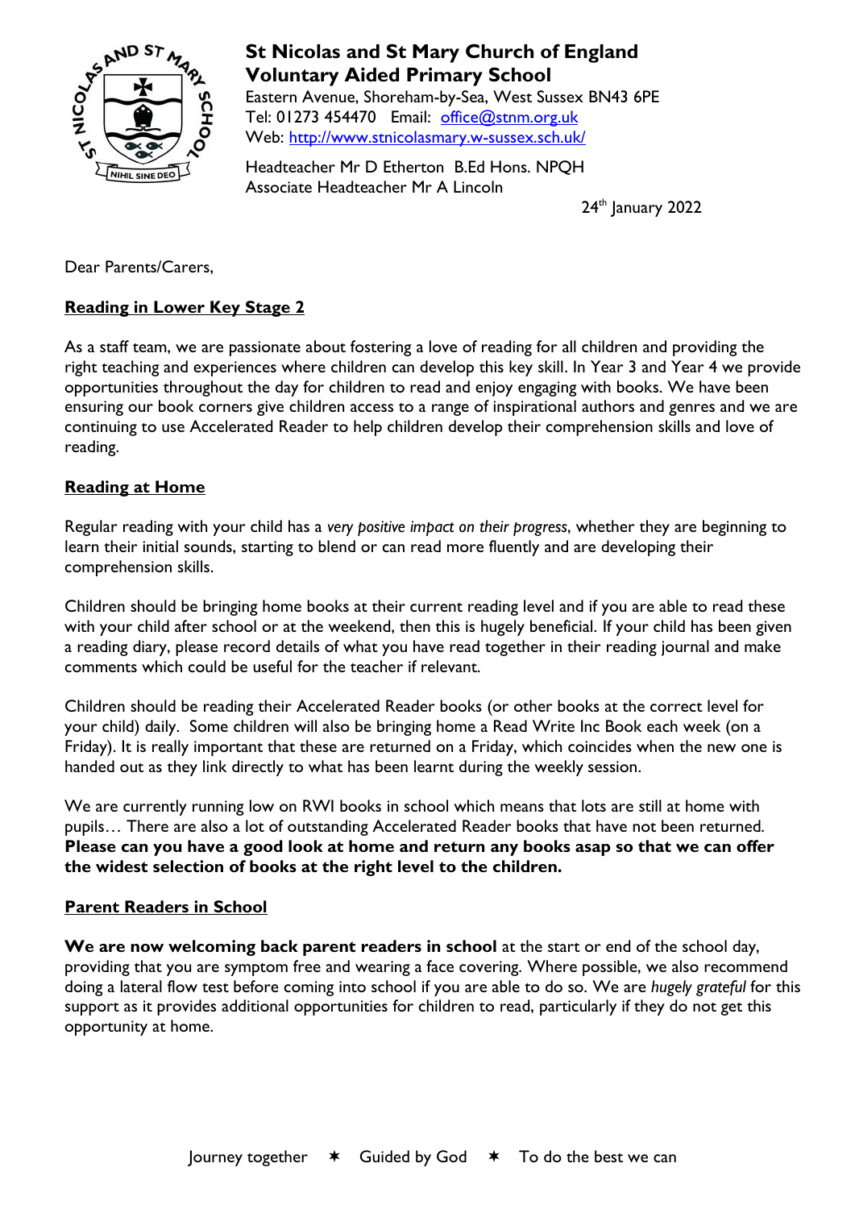**St Nicolas and St Mary Church of England Voluntary Aided Primary School**

Eastern Avenue, Shoreham-by-Sea, West Sussex BN43 6PE
Tel: 01273 454470 Email: office@stnm.org.uk
Web: http://www.stnicolasmary.w-sussex.sch.uk/

Headteacher Mr D Etherton B.Ed Hons. NPQH
Associate Headteacher Mr A Lincoln

24th January 2022

Dear Parents/Carers,

**Reading in Lower Key Stage 2**

As a staff team, we are passionate about fostering a love of reading for all children and providing the right teaching and experiences where children can develop this key skill. In Year 3 and Year 4 we provide opportunities throughout the day for children to read and enjoy engaging with books. We have been ensuring our book corners give children access to a range of inspirational authors and genres and we are continuing to use Accelerated Reader to help children develop their comprehension skills and love of reading.

**Reading at Home**

Regular reading with your child has a *very positive impact on their progress*, whether they are beginning to learn their initial sounds, starting to blend or can read more fluently and are developing their comprehension skills.

Children should be bringing home books at their current reading level and if you are able to read these with your child after school or at the weekend, then this is hugely beneficial. If your child has been given a reading diary, please record details of what you have read together in their reading journal and make comments which could be useful for the teacher if relevant.

Children should be reading their Accelerated Reader books (or other books at the correct level for your child) daily. Some children will also be bringing home a Read Write Inc Book each week (on a Friday). It is really important that these are returned on a Friday, which coincides when the new one is handed out as they link directly to what has been learnt during the weekly session.

We are currently running low on RWI books in school which means that lots are still at home with pupils… There are also a lot of outstanding Accelerated Reader books that have not been returned. **Please can you have a good look at home and return any books asap so that we can offer the widest selection of books at the right level to the children.**

**Parent Readers in School**

**We are now welcoming back parent readers in school** at the start or end of the school day, providing that you are symptom free and wearing a face covering. Where possible, we also recommend doing a lateral flow test before coming into school if you are able to do so. We are *hugely grateful* for this support as it provides additional opportunities for children to read, particularly if they do not get this opportunity at home.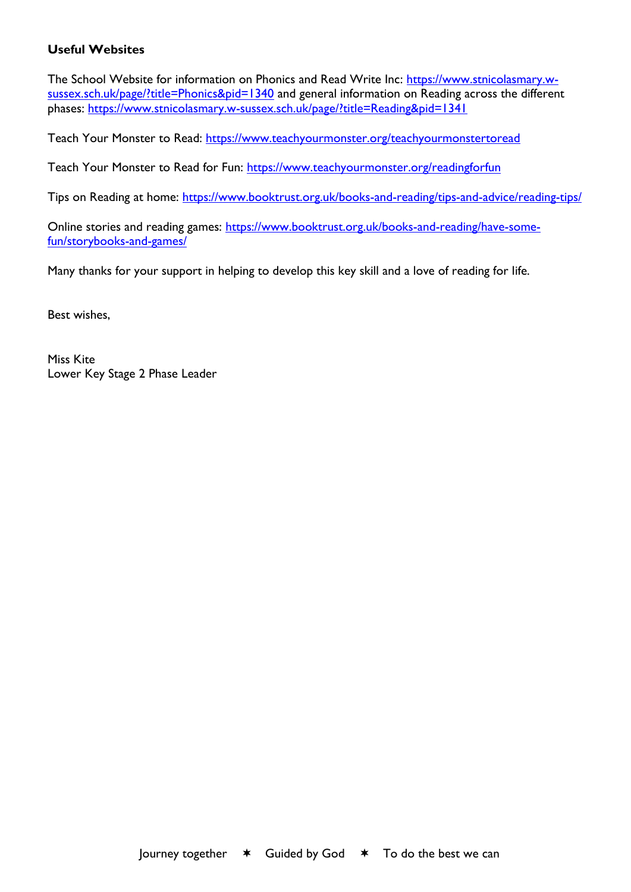**Useful Websites**

The School Website for information on Phonics and Read Write Inc: https://www.stnicolasmary.w-sussex.sch.uk/page/?title=Phonics&pid=1340 and general information on Reading across the different phases: https://www.stnicolasmary.w-sussex.sch.uk/page/?title=Reading&pid=1341

Teach Your Monster to Read: https://www.teachyourmonster.org/teachyourmonstertoread

Teach Your Monster to Read for Fun: https://www.teachyourmonster.org/readingforfun

Tips on Reading at home: https://www.booktrust.org.uk/books-and-reading/tips-and-advice/reading-tips/

Online stories and reading games: https://www.booktrust.org.uk/books-and-reading/have-some-fun/storybooks-and-games/

Many thanks for your support in helping to develop this key skill and a love of reading for life.

Best wishes,

Miss Kite
Lower Key Stage 2 Phase Leader